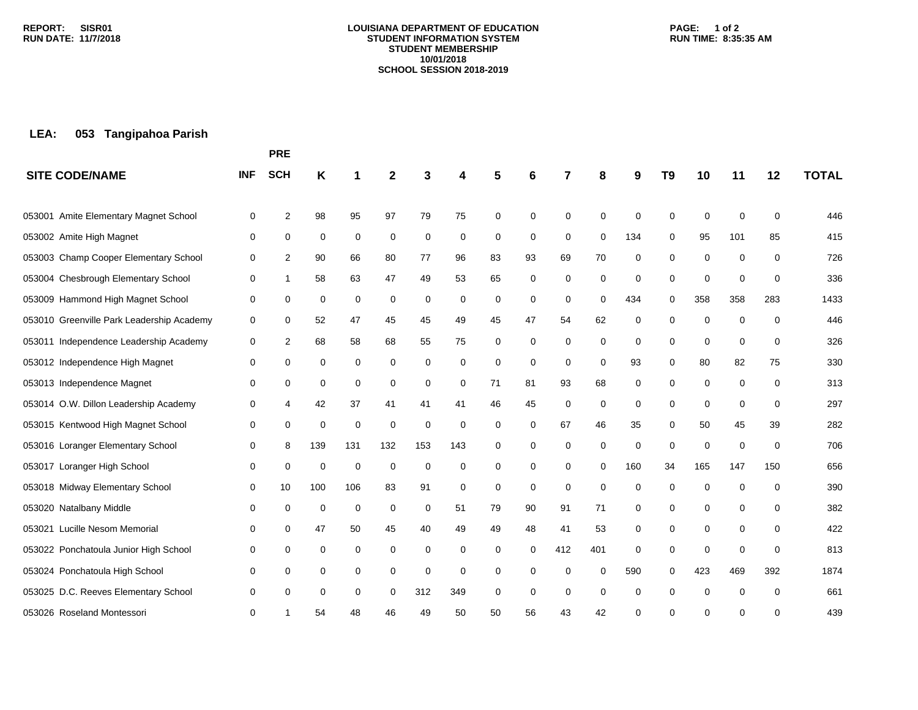**LOUISIANA DEPARTMENT OF EDUCATION**
**STUDENT INFORMATION SYSTEM**
**STUDENT MEMBERSHIP**
**10/01/2018**
**SCHOOL SESSION 2018-2019**

**REPORT: SISR01**
**RUN DATE: 11/7/2018**
**RUN TIME: 8:35:35 AM**

## LEA: 053 Tangipahoa Parish

| SITE CODE/NAME | INF | PRE SCH | K | 1 | 2 | 3 | 4 | 5 | 6 | 7 | 8 | 9 | T9 | 10 | 11 | 12 | TOTAL |
|---|---|---|---|---|---|---|---|---|---|---|---|---|---|---|---|---|---|
| 053001 Amite Elementary Magnet School | 0 | 2 | 98 | 95 | 97 | 79 | 75 | 0 | 0 | 0 | 0 | 0 | 0 | 0 | 0 | 0 | 446 |
| 053002 Amite High Magnet | 0 | 0 | 0 | 0 | 0 | 0 | 0 | 0 | 0 | 0 | 0 | 134 | 0 | 95 | 101 | 85 | 415 |
| 053003 Champ Cooper Elementary School | 0 | 2 | 90 | 66 | 80 | 77 | 96 | 83 | 93 | 69 | 70 | 0 | 0 | 0 | 0 | 0 | 726 |
| 053004 Chesbrough Elementary School | 0 | 1 | 58 | 63 | 47 | 49 | 53 | 65 | 0 | 0 | 0 | 0 | 0 | 0 | 0 | 0 | 336 |
| 053009 Hammond High Magnet School | 0 | 0 | 0 | 0 | 0 | 0 | 0 | 0 | 0 | 0 | 0 | 434 | 0 | 358 | 358 | 283 | 1433 |
| 053010 Greenville Park Leadership Academy | 0 | 0 | 52 | 47 | 45 | 45 | 49 | 45 | 47 | 54 | 62 | 0 | 0 | 0 | 0 | 0 | 446 |
| 053011 Independence Leadership Academy | 0 | 2 | 68 | 58 | 68 | 55 | 75 | 0 | 0 | 0 | 0 | 0 | 0 | 0 | 0 | 0 | 326 |
| 053012 Independence High Magnet | 0 | 0 | 0 | 0 | 0 | 0 | 0 | 0 | 0 | 0 | 0 | 93 | 0 | 80 | 82 | 75 | 330 |
| 053013 Independence Magnet | 0 | 0 | 0 | 0 | 0 | 0 | 0 | 71 | 81 | 93 | 68 | 0 | 0 | 0 | 0 | 0 | 313 |
| 053014 O.W. Dillon Leadership Academy | 0 | 4 | 42 | 37 | 41 | 41 | 41 | 46 | 45 | 0 | 0 | 0 | 0 | 0 | 0 | 0 | 297 |
| 053015 Kentwood High Magnet School | 0 | 0 | 0 | 0 | 0 | 0 | 0 | 0 | 0 | 67 | 46 | 35 | 0 | 50 | 45 | 39 | 282 |
| 053016 Loranger Elementary School | 0 | 8 | 139 | 131 | 132 | 153 | 143 | 0 | 0 | 0 | 0 | 0 | 0 | 0 | 0 | 0 | 706 |
| 053017 Loranger High School | 0 | 0 | 0 | 0 | 0 | 0 | 0 | 0 | 0 | 0 | 0 | 160 | 34 | 165 | 147 | 150 | 656 |
| 053018 Midway Elementary School | 0 | 10 | 100 | 106 | 83 | 91 | 0 | 0 | 0 | 0 | 0 | 0 | 0 | 0 | 0 | 0 | 390 |
| 053020 Natalbany Middle | 0 | 0 | 0 | 0 | 0 | 0 | 51 | 79 | 90 | 91 | 71 | 0 | 0 | 0 | 0 | 0 | 382 |
| 053021 Lucille Nesom Memorial | 0 | 0 | 47 | 50 | 45 | 40 | 49 | 49 | 48 | 41 | 53 | 0 | 0 | 0 | 0 | 0 | 422 |
| 053022 Ponchatoula Junior High School | 0 | 0 | 0 | 0 | 0 | 0 | 0 | 0 | 0 | 412 | 401 | 0 | 0 | 0 | 0 | 0 | 813 |
| 053024 Ponchatoula High School | 0 | 0 | 0 | 0 | 0 | 0 | 0 | 0 | 0 | 0 | 0 | 590 | 0 | 423 | 469 | 392 | 1874 |
| 053025 D.C. Reeves Elementary School | 0 | 0 | 0 | 0 | 0 | 312 | 349 | 0 | 0 | 0 | 0 | 0 | 0 | 0 | 0 | 0 | 661 |
| 053026 Roseland Montessori | 0 | 1 | 54 | 48 | 46 | 49 | 50 | 50 | 56 | 43 | 42 | 0 | 0 | 0 | 0 | 0 | 439 |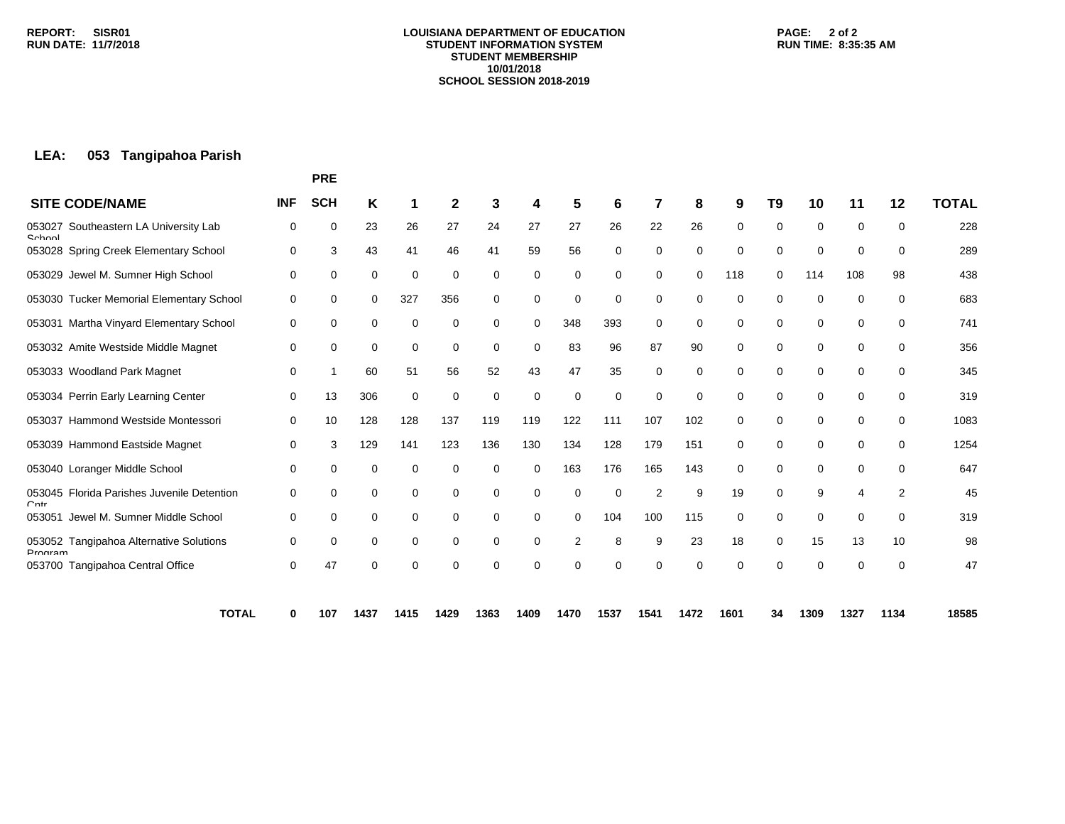**REPORT: SISR01**
**RUN DATE: 11/7/2018**

**LOUISIANA DEPARTMENT OF EDUCATION**
**STUDENT INFORMATION SYSTEM**
**STUDENT MEMBERSHIP**
**10/01/2018**
**SCHOOL SESSION 2018-2019**

**RUN TIME: 8:35:35 AM**

**LEA: 053 Tangipahoa Parish**

| SITE CODE/NAME | INF | PRE SCH | K | 1 | 2 | 3 | 4 | 5 | 6 | 7 | 8 | 9 | T9 | 10 | 11 | 12 | TOTAL |
|---|---|---|---|---|---|---|---|---|---|---|---|---|---|---|---|---|---|
| 053027 Southeastern LA University Lab School | 0 | 0 | 23 | 26 | 27 | 24 | 27 | 27 | 26 | 22 | 26 | 0 | 0 | 0 | 0 | 0 | 228 |
| 053028 Spring Creek Elementary School | 0 | 3 | 43 | 41 | 46 | 41 | 59 | 56 | 0 | 0 | 0 | 0 | 0 | 0 | 0 | 0 | 289 |
| 053029 Jewel M. Sumner High School | 0 | 0 | 0 | 0 | 0 | 0 | 0 | 0 | 0 | 0 | 0 | 118 | 0 | 114 | 108 | 98 | 438 |
| 053030 Tucker Memorial Elementary School | 0 | 0 | 0 | 327 | 356 | 0 | 0 | 0 | 0 | 0 | 0 | 0 | 0 | 0 | 0 | 0 | 683 |
| 053031 Martha Vinyard Elementary School | 0 | 0 | 0 | 0 | 0 | 0 | 0 | 348 | 393 | 0 | 0 | 0 | 0 | 0 | 0 | 0 | 741 |
| 053032 Amite Westside Middle Magnet | 0 | 0 | 0 | 0 | 0 | 0 | 0 | 83 | 96 | 87 | 90 | 0 | 0 | 0 | 0 | 0 | 356 |
| 053033 Woodland Park Magnet | 0 | 1 | 60 | 51 | 56 | 52 | 43 | 47 | 35 | 0 | 0 | 0 | 0 | 0 | 0 | 0 | 345 |
| 053034 Perrin Early Learning Center | 0 | 13 | 306 | 0 | 0 | 0 | 0 | 0 | 0 | 0 | 0 | 0 | 0 | 0 | 0 | 0 | 319 |
| 053037 Hammond Westside Montessori | 0 | 10 | 128 | 128 | 137 | 119 | 119 | 122 | 111 | 107 | 102 | 0 | 0 | 0 | 0 | 0 | 1083 |
| 053039 Hammond Eastside Magnet | 0 | 3 | 129 | 141 | 123 | 136 | 130 | 134 | 128 | 179 | 151 | 0 | 0 | 0 | 0 | 0 | 1254 |
| 053040 Loranger Middle School | 0 | 0 | 0 | 0 | 0 | 0 | 0 | 163 | 176 | 165 | 143 | 0 | 0 | 0 | 0 | 0 | 647 |
| 053045 Florida Parishes Juvenile Detention Cntr | 0 | 0 | 0 | 0 | 0 | 0 | 0 | 0 | 0 | 2 | 9 | 19 | 0 | 9 | 4 | 2 | 45 |
| 053051 Jewel M. Sumner Middle School | 0 | 0 | 0 | 0 | 0 | 0 | 0 | 0 | 104 | 100 | 115 | 0 | 0 | 0 | 0 | 0 | 319 |
| 053052 Tangipahoa Alternative Solutions Program | 0 | 0 | 0 | 0 | 0 | 0 | 0 | 2 | 8 | 9 | 23 | 18 | 0 | 15 | 13 | 10 | 98 |
| 053700 Tangipahoa Central Office | 0 | 47 | 0 | 0 | 0 | 0 | 0 | 0 | 0 | 0 | 0 | 0 | 0 | 0 | 0 | 0 | 47 |
| **TOTAL** | **0** | **107** | **1437** | **1415** | **1429** | **1363** | **1409** | **1470** | **1537** | **1541** | **1472** | **1601** | **34** | **1309** | **1327** | **1134** | **18585** |